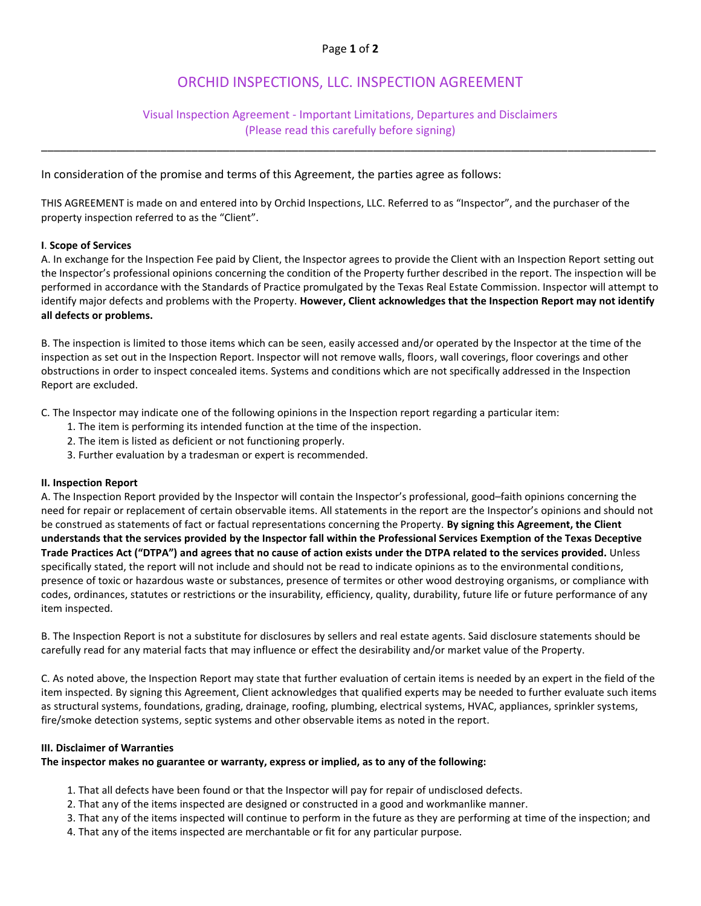# ORCHID INSPECTIONS, LLC. INSPECTION AGREEMENT

## Visual Inspection Agreement - Important Limitations, Departures and Disclaimers
(Please read this carefully before signing)

---

In consideration of the promise and terms of this Agreement, the parties agree as follows:

THIS AGREEMENT is made on and entered into by Orchid Inspections, LLC. Referred to as "Inspector", and the purchaser of the property inspection referred to as the "Client".

**I. Scope of Services**

A. In exchange for the Inspection Fee paid by Client, the Inspector agrees to provide the Client with an Inspection Report setting out the Inspector's professional opinions concerning the condition of the Property further described in the report. The inspection will be performed in accordance with the Standards of Practice promulgated by the Texas Real Estate Commission. Inspector will attempt to identify major defects and problems with the Property. **However, Client acknowledges that the Inspection Report may not identify all defects or problems.**

B. The inspection is limited to those items which can be seen, easily accessed and/or operated by the Inspector at the time of the inspection as set out in the Inspection Report. Inspector will not remove walls, floors, wall coverings, floor coverings and other obstructions in order to inspect concealed items. Systems and conditions which are not specifically addressed in the Inspection Report are excluded.

C. The Inspector may indicate one of the following opinions in the Inspection report regarding a particular item:

1. The item is performing its intended function at the time of the inspection.
2. The item is listed as deficient or not functioning properly.
3. Further evaluation by a tradesman or expert is recommended.

**II. Inspection Report**

A. The Inspection Report provided by the Inspector will contain the Inspector's professional, good–faith opinions concerning the need for repair or replacement of certain observable items. All statements in the report are the Inspector's opinions and should not be construed as statements of fact or factual representations concerning the Property. **By signing this Agreement, the Client understands that the services provided by the Inspector fall within the Professional Services Exemption of the Texas Deceptive Trade Practices Act ("DTPA") and agrees that no cause of action exists under the DTPA related to the services provided.** Unless specifically stated, the report will not include and should not be read to indicate opinions as to the environmental conditions, presence of toxic or hazardous waste or substances, presence of termites or other wood destroying organisms, or compliance with codes, ordinances, statutes or restrictions or the insurability, efficiency, quality, durability, future life or future performance of any item inspected.

B. The Inspection Report is not a substitute for disclosures by sellers and real estate agents. Said disclosure statements should be carefully read for any material facts that may influence or effect the desirability and/or market value of the Property.

C. As noted above, the Inspection Report may state that further evaluation of certain items is needed by an expert in the field of the item inspected. By signing this Agreement, Client acknowledges that qualified experts may be needed to further evaluate such items as structural systems, foundations, grading, drainage, roofing, plumbing, electrical systems, HVAC, appliances, sprinkler systems, fire/smoke detection systems, septic systems and other observable items as noted in the report.

**III. Disclaimer of Warranties**

**The inspector makes no guarantee or warranty, express or implied, as to any of the following:**

1. That all defects have been found or that the Inspector will pay for repair of undisclosed defects.
2. That any of the items inspected are designed or constructed in a good and workmanlike manner.
3. That any of the items inspected will continue to perform in the future as they are performing at time of the inspection; and
4. That any of the items inspected are merchantable or fit for any particular purpose.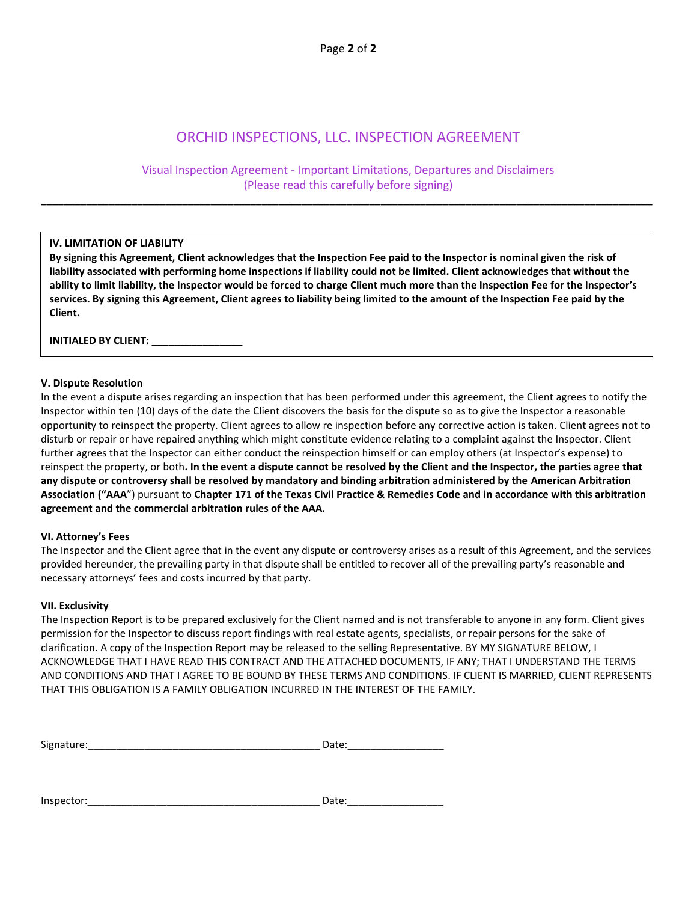# ORCHID INSPECTIONS, LLC. INSPECTION AGREEMENT

Visual Inspection Agreement - Important Limitations, Departures and Disclaimers
(Please read this carefully before signing)

---

**IV. LIMITATION OF LIABILITY**

**By signing this Agreement, Client acknowledges that the Inspection Fee paid to the Inspector is nominal given the risk of liability associated with performing home inspections if liability could not be limited. Client acknowledges that without the ability to limit liability, the Inspector would be forced to charge Client much more than the Inspection Fee for the Inspector's services. By signing this Agreement, Client agrees to liability being limited to the amount of the Inspection Fee paid by the Client.**

**INITIALED BY CLIENT: ________________**

**V. Dispute Resolution**

In the event a dispute arises regarding an inspection that has been performed under this agreement, the Client agrees to notify the Inspector within ten (10) days of the date the Client discovers the basis for the dispute so as to give the Inspector a reasonable opportunity to reinspect the property. Client agrees to allow re inspection before any corrective action is taken. Client agrees not to disturb or repair or have repaired anything which might constitute evidence relating to a complaint against the Inspector. Client further agrees that the Inspector can either conduct the reinspection himself or can employ others (at Inspector's expense) to reinspect the property, or both**. In the event a dispute cannot be resolved by the Client and the Inspector, the parties agree that any dispute or controversy shall be resolved by mandatory and binding arbitration administered by the American Arbitration Association ("AAA**") pursuant to **Chapter 171 of the Texas Civil Practice & Remedies Code and in accordance with this arbitration agreement and the commercial arbitration rules of the AAA.**

**VI. Attorney's Fees**

The Inspector and the Client agree that in the event any dispute or controversy arises as a result of this Agreement, and the services provided hereunder, the prevailing party in that dispute shall be entitled to recover all of the prevailing party's reasonable and necessary attorneys' fees and costs incurred by that party.

**VII. Exclusivity**

The Inspection Report is to be prepared exclusively for the Client named and is not transferable to anyone in any form. Client gives permission for the Inspector to discuss report findings with real estate agents, specialists, or repair persons for the sake of clarification. A copy of the Inspection Report may be released to the selling Representative. BY MY SIGNATURE BELOW, I ACKNOWLEDGE THAT I HAVE READ THIS CONTRACT AND THE ATTACHED DOCUMENTS, IF ANY; THAT I UNDERSTAND THE TERMS AND CONDITIONS AND THAT I AGREE TO BE BOUND BY THESE TERMS AND CONDITIONS. IF CLIENT IS MARRIED, CLIENT REPRESENTS THAT THIS OBLIGATION IS A FAMILY OBLIGATION INCURRED IN THE INTEREST OF THE FAMILY.

Signature:_________________________________________ Date:_________________

Inspector:_________________________________________ Date:_________________